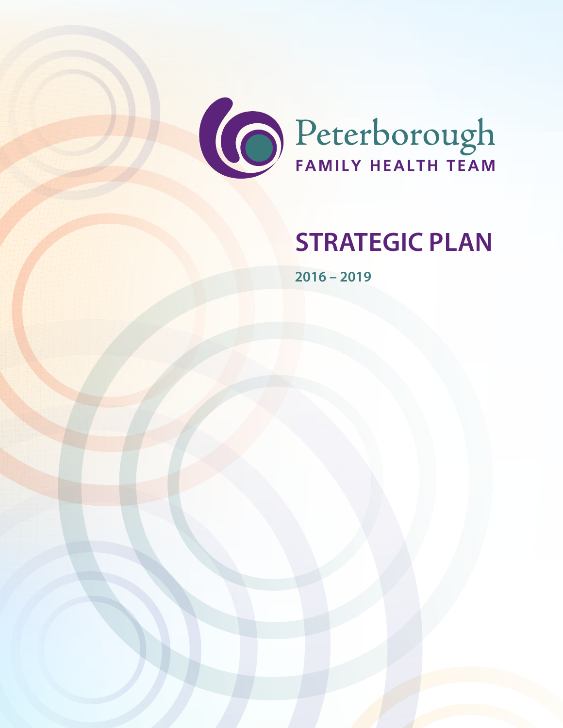Peterborough

FAMILY HEALTH TEAM

# STRATEGIC PLAN

2016 – 2019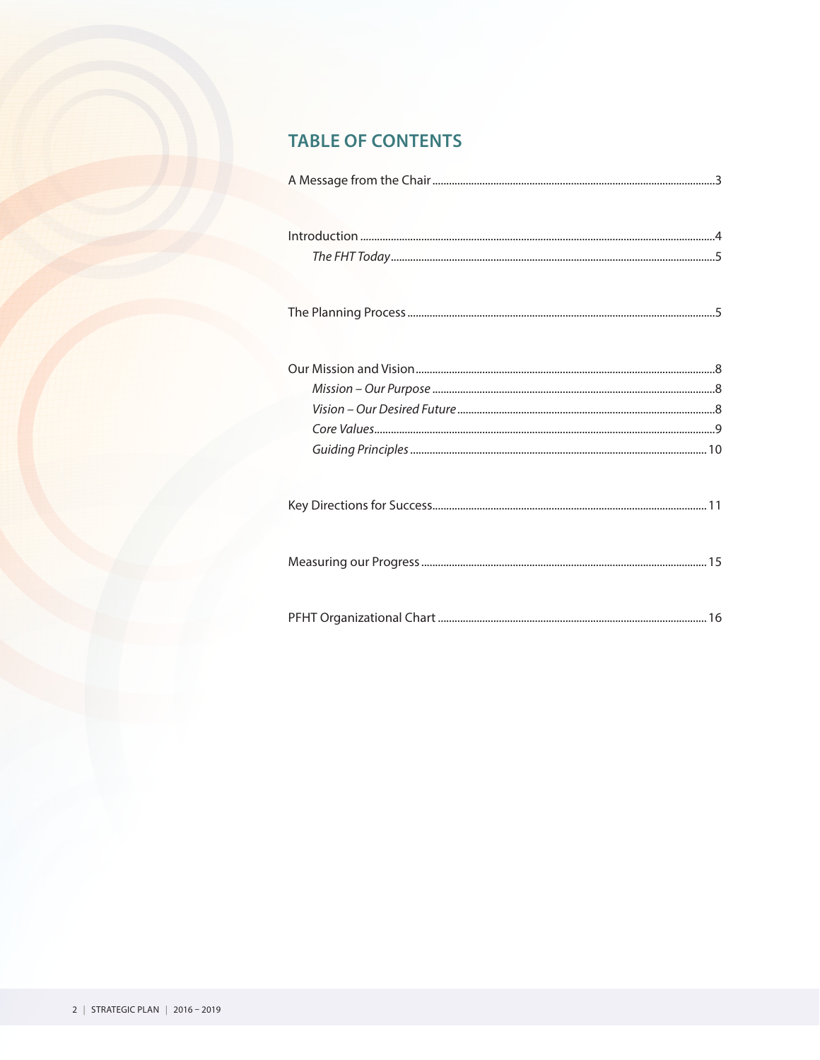# TABLE OF CONTENTS

A Message from the Chair ........................................ 3

Introduction ........................................ 4
- *The FHT Today* ........................................ 5

The Planning Process ........................................ 5

Our Mission and Vision ........................................ 8
- *Mission – Our Purpose* ........................................ 8
- *Vision – Our Desired Future* ........................................ 8
- *Core Values* ........................................ 9
- *Guiding Principles* ........................................ 10

Key Directions for Success ........................................ 11

Measuring our Progress ........................................ 15

PFHT Organizational Chart ........................................ 16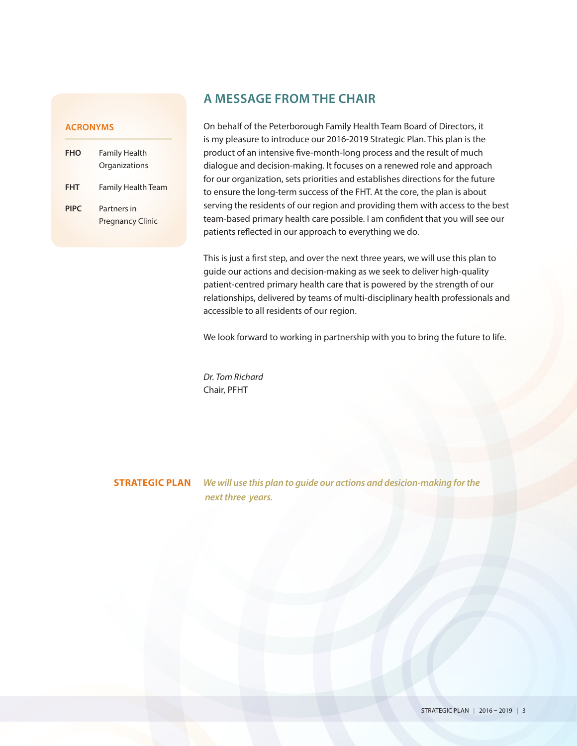### ACRONYMS

| | |
|---|---|
| **FHO** | Family Health Organizations |
| **FHT** | Family Health Team |
| **PIPC** | Partners in Pregnancy Clinic |

## A MESSAGE FROM THE CHAIR

On behalf of the Peterborough Family Health Team Board of Directors, it is my pleasure to introduce our 2016-2019 Strategic Plan. This plan is the product of an intensive five-month-long process and the result of much dialogue and decision-making. It focuses on a renewed role and approach for our organization, sets priorities and establishes directions for the future to ensure the long-term success of the FHT. At the core, the plan is about serving the residents of our region and providing them with access to the best team-based primary health care possible. I am confident that you will see our patients reflected in our approach to everything we do.

This is just a first step, and over the next three years, we will use this plan to guide our actions and decision-making as we seek to deliver high-quality patient-centred primary health care that is powered by the strength of our relationships, delivered by teams of multi-disciplinary health professionals and accessible to all residents of our region.

We look forward to working in partnership with you to bring the future to life.

*Dr. Tom Richard*
Chair, PFHT

**STRATEGIC PLAN** ***We will use this plan to guide our actions and desicion-making for the next three years.***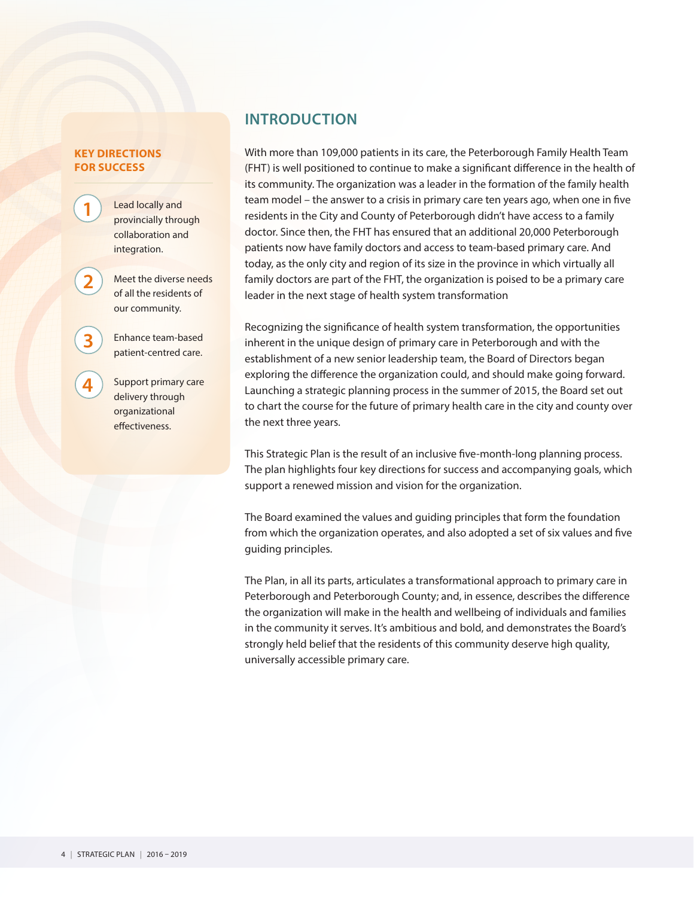### KEY DIRECTIONS FOR SUCCESS

1. Lead locally and provincially through collaboration and integration.
2. Meet the diverse needs of all the residents of our community.
3. Enhance team-based patient-centred care.
4. Support primary care delivery through organizational effectiveness.

## INTRODUCTION

With more than 109,000 patients in its care, the Peterborough Family Health Team (FHT) is well positioned to continue to make a significant difference in the health of its community. The organization was a leader in the formation of the family health team model – the answer to a crisis in primary care ten years ago, when one in five residents in the City and County of Peterborough didn't have access to a family doctor. Since then, the FHT has ensured that an additional 20,000 Peterborough patients now have family doctors and access to team-based primary care. And today, as the only city and region of its size in the province in which virtually all family doctors are part of the FHT, the organization is poised to be a primary care leader in the next stage of health system transformation

Recognizing the significance of health system transformation, the opportunities inherent in the unique design of primary care in Peterborough and with the establishment of a new senior leadership team, the Board of Directors began exploring the difference the organization could, and should make going forward. Launching a strategic planning process in the summer of 2015, the Board set out to chart the course for the future of primary health care in the city and county over the next three years.

This Strategic Plan is the result of an inclusive five-month-long planning process. The plan highlights four key directions for success and accompanying goals, which support a renewed mission and vision for the organization.

The Board examined the values and guiding principles that form the foundation from which the organization operates, and also adopted a set of six values and five guiding principles.

The Plan, in all its parts, articulates a transformational approach to primary care in Peterborough and Peterborough County; and, in essence, describes the difference the organization will make in the health and wellbeing of individuals and families in the community it serves. It's ambitious and bold, and demonstrates the Board's strongly held belief that the residents of this community deserve high quality, universally accessible primary care.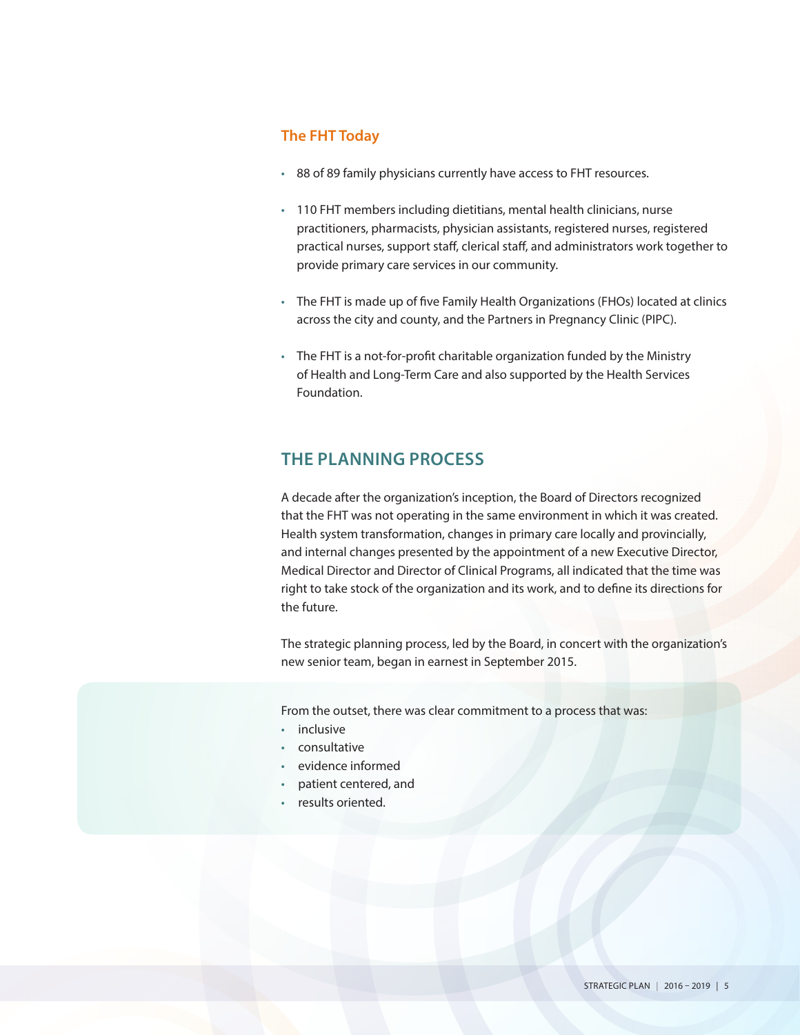### The FHT Today

- 88 of 89 family physicians currently have access to FHT resources.
- 110 FHT members including dietitians, mental health clinicians, nurse practitioners, pharmacists, physician assistants, registered nurses, registered practical nurses, support staff, clerical staff, and administrators work together to provide primary care services in our community.
- The FHT is made up of five Family Health Organizations (FHOs) located at clinics across the city and county, and the Partners in Pregnancy Clinic (PIPC).
- The FHT is a not-for-profit charitable organization funded by the Ministry of Health and Long-Term Care and also supported by the Health Services Foundation.

## THE PLANNING PROCESS

A decade after the organization's inception, the Board of Directors recognized that the FHT was not operating in the same environment in which it was created. Health system transformation, changes in primary care locally and provincially, and internal changes presented by the appointment of a new Executive Director, Medical Director and Director of Clinical Programs, all indicated that the time was right to take stock of the organization and its work, and to define its directions for the future.

The strategic planning process, led by the Board, in concert with the organization's new senior team, began in earnest in September 2015.

From the outset, there was clear commitment to a process that was:

- inclusive
- consultative
- evidence informed
- patient centered, and
- results oriented.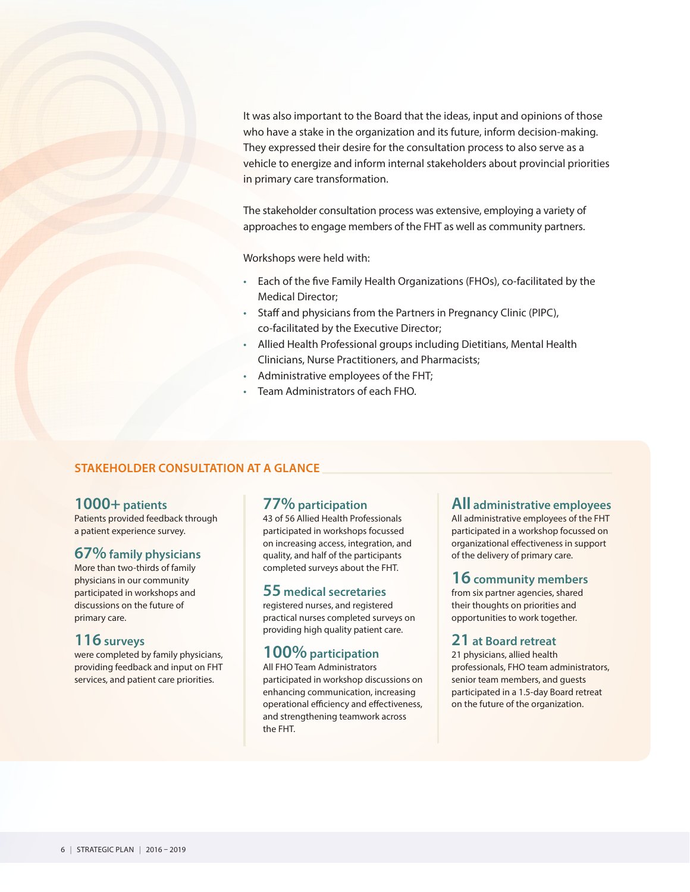It was also important to the Board that the ideas, input and opinions of those who have a stake in the organization and its future, inform decision-making. They expressed their desire for the consultation process to also serve as a vehicle to energize and inform internal stakeholders about provincial priorities in primary care transformation.

The stakeholder consultation process was extensive, employing a variety of approaches to engage members of the FHT as well as community partners.

Workshops were held with:

- Each of the five Family Health Organizations (FHOs), co-facilitated by the Medical Director;
- Staff and physicians from the Partners in Pregnancy Clinic (PIPC), co-facilitated by the Executive Director;
- Allied Health Professional groups including Dietitians, Mental Health Clinicians, Nurse Practitioners, and Pharmacists;
- Administrative employees of the FHT;
- Team Administrators of each FHO.

## STAKEHOLDER CONSULTATION AT A GLANCE

### 1000+ patients
Patients provided feedback through a patient experience survey.

### 67% family physicians
More than two-thirds of family physicians in our community participated in workshops and discussions on the future of primary care.

### 116 surveys
were completed by family physicians, providing feedback and input on FHT services, and patient care priorities.

### 77% participation
43 of 56 Allied Health Professionals participated in workshops focussed on increasing access, integration, and quality, and half of the participants completed surveys about the FHT.

### 55 medical secretaries
registered nurses, and registered practical nurses completed surveys on providing high quality patient care.

### 100% participation
All FHO Team Administrators participated in workshop discussions on enhancing communication, increasing operational efficiency and effectiveness, and strengthening teamwork across the FHT.

### All administrative employees
All administrative employees of the FHT participated in a workshop focussed on organizational effectiveness in support of the delivery of primary care.

### 16 community members
from six partner agencies, shared their thoughts on priorities and opportunities to work together.

### 21 at Board retreat
21 physicians, allied health professionals, FHO team administrators, senior team members, and guests participated in a 1.5-day Board retreat on the future of the organization.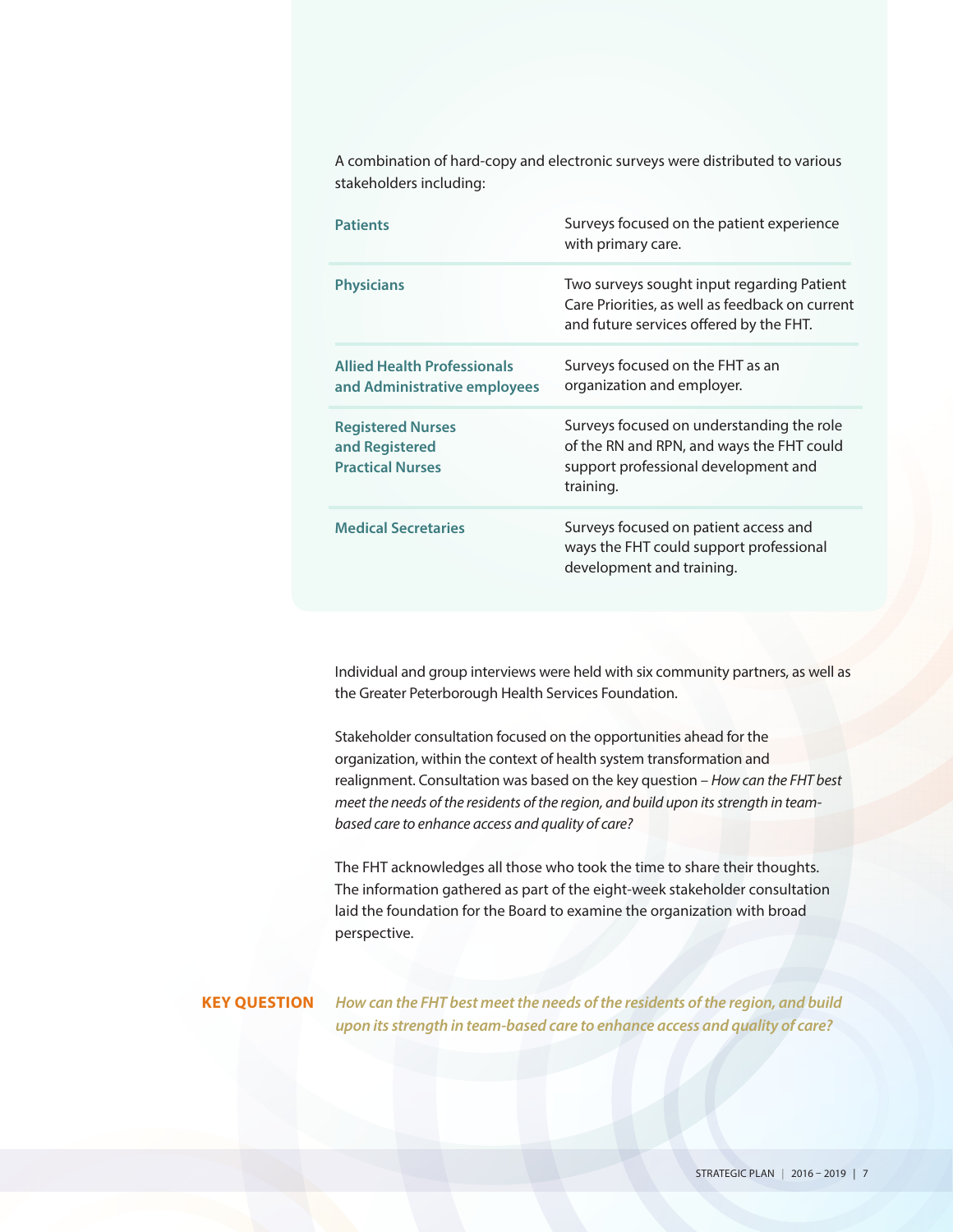A combination of hard-copy and electronic surveys were distributed to various stakeholders including:

| Stakeholder | Survey focus |
|---|---|
| **Patients** | Surveys focused on the patient experience with primary care. |
| **Physicians** | Two surveys sought input regarding Patient Care Priorities, as well as feedback on current and future services offered by the FHT. |
| **Allied Health Professionals and Administrative employees** | Surveys focused on the FHT as an organization and employer. |
| **Registered Nurses and Registered Practical Nurses** | Surveys focused on understanding the role of the RN and RPN, and ways the FHT could support professional development and training. |
| **Medical Secretaries** | Surveys focused on patient access and ways the FHT could support professional development and training. |

Individual and group interviews were held with six community partners, as well as the Greater Peterborough Health Services Foundation.

Stakeholder consultation focused on the opportunities ahead for the organization, within the context of health system transformation and realignment. Consultation was based on the key question – *How can the FHT best meet the needs of the residents of the region, and build upon its strength in team-based care to enhance access and quality of care?*

The FHT acknowledges all those who took the time to share their thoughts. The information gathered as part of the eight-week stakeholder consultation laid the foundation for the Board to examine the organization with broad perspective.

**KEY QUESTION** ***How can the FHT best meet the needs of the residents of the region, and build upon its strength in team-based care to enhance access and quality of care?***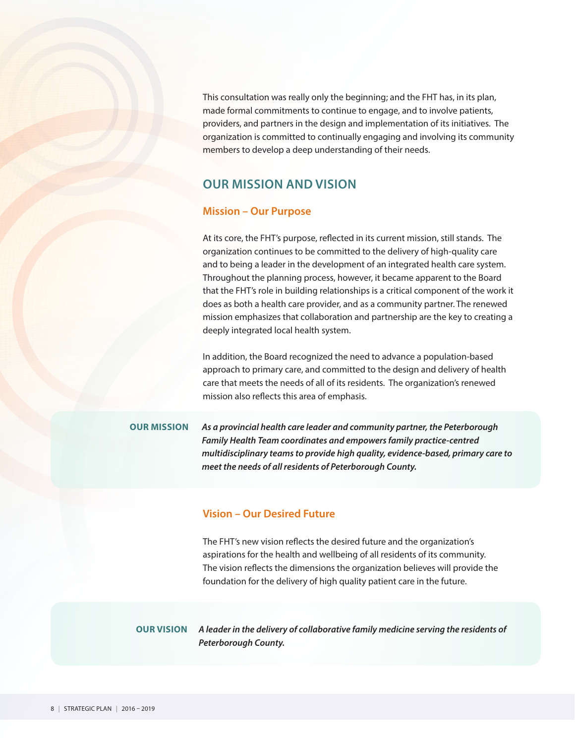This consultation was really only the beginning; and the FHT has, in its plan, made formal commitments to continue to engage, and to involve patients, providers, and partners in the design and implementation of its initiatives. The organization is committed to continually engaging and involving its community members to develop a deep understanding of their needs.

## OUR MISSION AND VISION

### Mission – Our Purpose

At its core, the FHT's purpose, reflected in its current mission, still stands. The organization continues to be committed to the delivery of high-quality care and to being a leader in the development of an integrated health care system. Throughout the planning process, however, it became apparent to the Board that the FHT's role in building relationships is a critical component of the work it does as both a health care provider, and as a community partner. The renewed mission emphasizes that collaboration and partnership are the key to creating a deeply integrated local health system.

In addition, the Board recognized the need to advance a population-based approach to primary care, and committed to the design and delivery of health care that meets the needs of all of its residents. The organization's renewed mission also reflects this area of emphasis.

**OUR MISSION** ***As a provincial health care leader and community partner, the Peterborough Family Health Team coordinates and empowers family practice-centred multidisciplinary teams to provide high quality, evidence-based, primary care to meet the needs of all residents of Peterborough County.***

### Vision – Our Desired Future

The FHT's new vision reflects the desired future and the organization's aspirations for the health and wellbeing of all residents of its community. The vision reflects the dimensions the organization believes will provide the foundation for the delivery of high quality patient care in the future.

**OUR VISION** ***A leader in the delivery of collaborative family medicine serving the residents of Peterborough County.***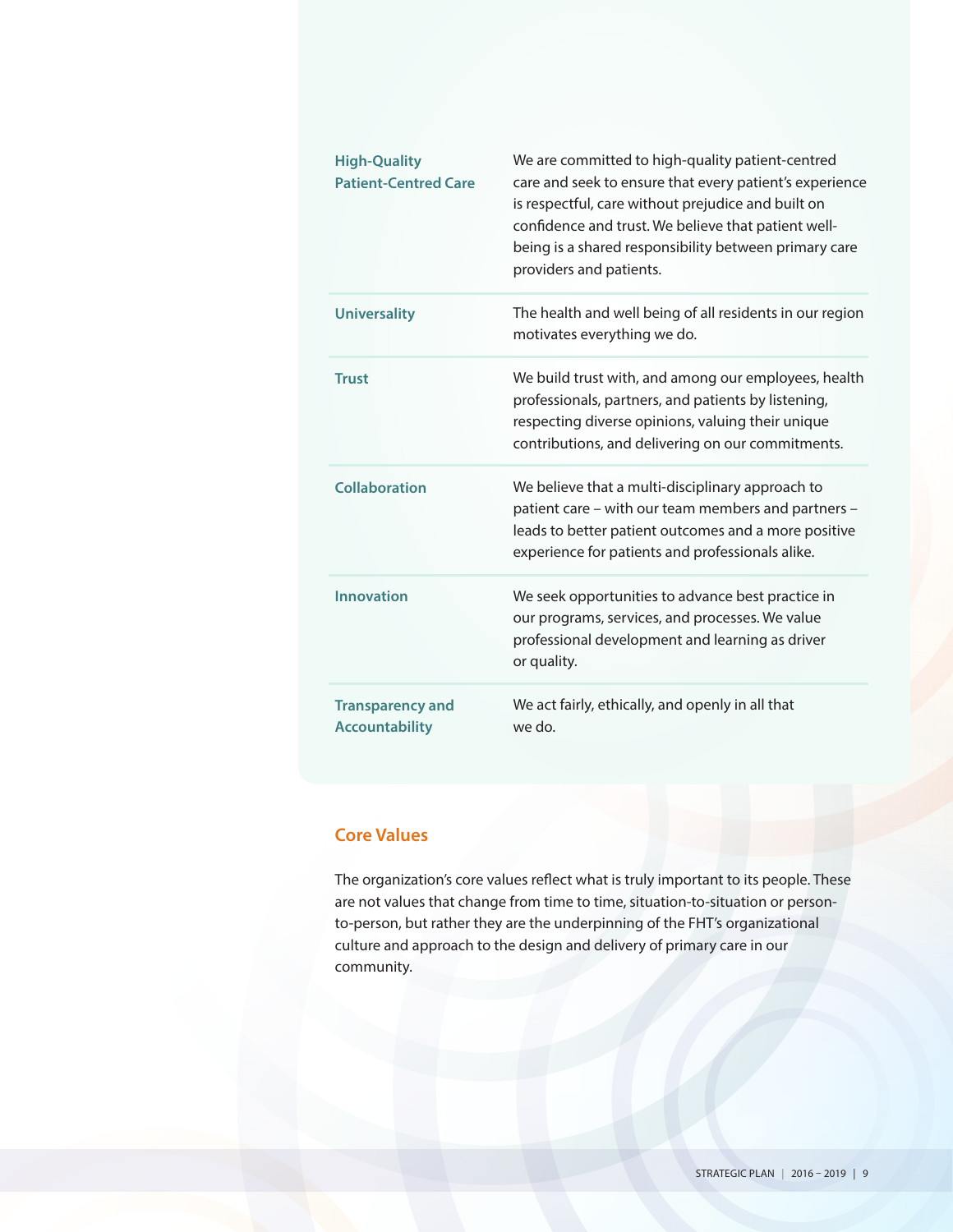| | |
|---|---|
| **High-Quality Patient-Centred Care** | We are committed to high-quality patient-centred care and seek to ensure that every patient's experience is respectful, care without prejudice and built on confidence and trust. We believe that patient well-being is a shared responsibility between primary care providers and patients. |
| **Universality** | The health and well being of all residents in our region motivates everything we do. |
| **Trust** | We build trust with, and among our employees, health professionals, partners, and patients by listening, respecting diverse opinions, valuing their unique contributions, and delivering on our commitments. |
| **Collaboration** | We believe that a multi-disciplinary approach to patient care – with our team members and partners – leads to better patient outcomes and a more positive experience for patients and professionals alike. |
| **Innovation** | We seek opportunities to advance best practice in our programs, services, and processes. We value professional development and learning as driver or quality. |
| **Transparency and Accountability** | We act fairly, ethically, and openly in all that we do. |

## Core Values

The organization's core values reflect what is truly important to its people. These are not values that change from time to time, situation-to-situation or person-to-person, but rather they are the underpinning of the FHT's organizational culture and approach to the design and delivery of primary care in our community.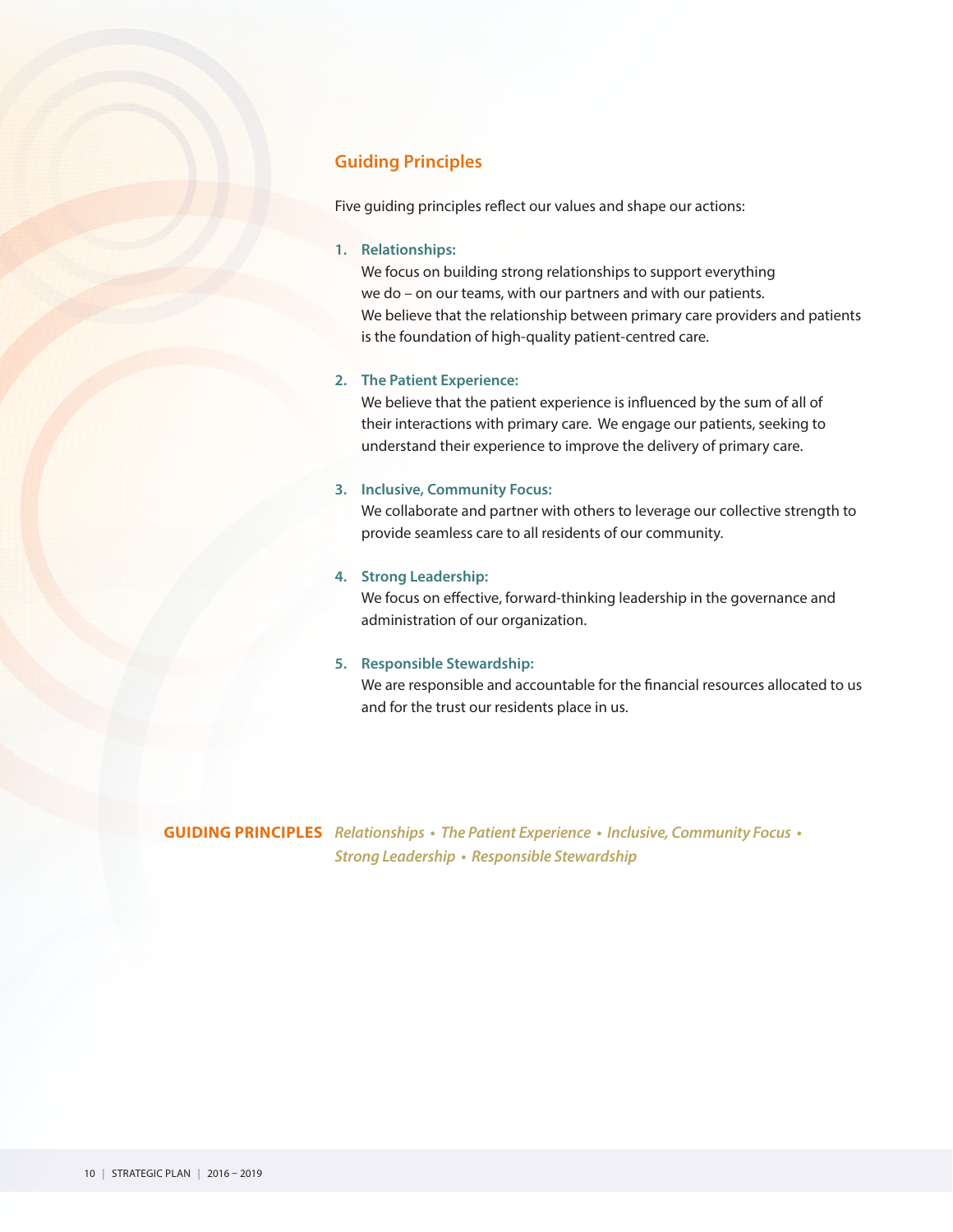## Guiding Principles

Five guiding principles reflect our values and shape our actions:

1. **Relationships:**
   We focus on building strong relationships to support everything we do – on our teams, with our partners and with our patients. We believe that the relationship between primary care providers and patients is the foundation of high-quality patient-centred care.

2. **The Patient Experience:**
   We believe that the patient experience is influenced by the sum of all of their interactions with primary care. We engage our patients, seeking to understand their experience to improve the delivery of primary care.

3. **Inclusive, Community Focus:**
   We collaborate and partner with others to leverage our collective strength to provide seamless care to all residents of our community.

4. **Strong Leadership:**
   We focus on effective, forward-thinking leadership in the governance and administration of our organization.

5. **Responsible Stewardship:**
   We are responsible and accountable for the financial resources allocated to us and for the trust our residents place in us.

**GUIDING PRINCIPLES** *Relationships • The Patient Experience • Inclusive, Community Focus • Strong Leadership • Responsible Stewardship*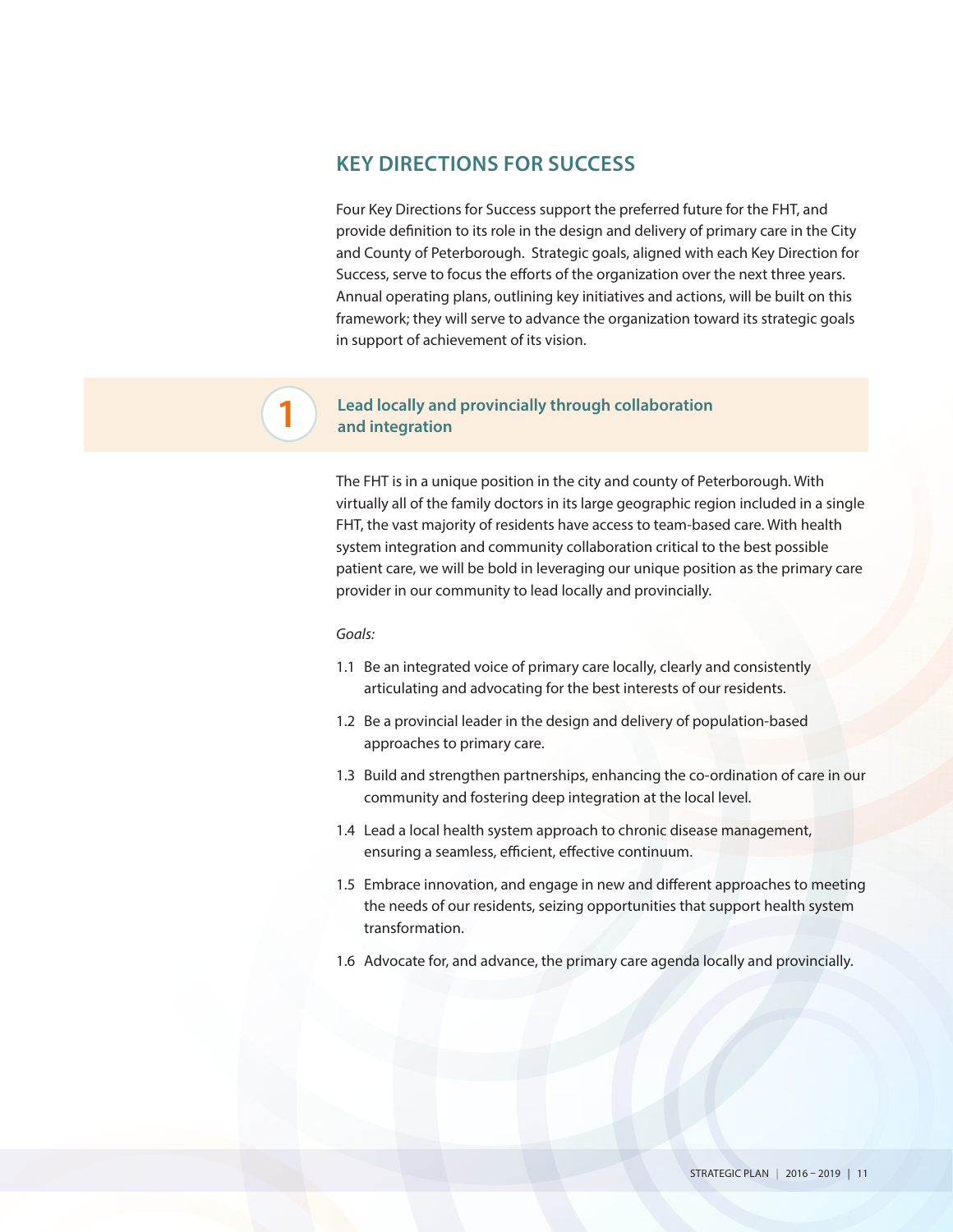## KEY DIRECTIONS FOR SUCCESS

Four Key Directions for Success support the preferred future for the FHT, and provide definition to its role in the design and delivery of primary care in the City and County of Peterborough. Strategic goals, aligned with each Key Direction for Success, serve to focus the efforts of the organization over the next three years. Annual operating plans, outlining key initiatives and actions, will be built on this framework; they will serve to advance the organization toward its strategic goals in support of achievement of its vision.

### 1 Lead locally and provincially through collaboration and integration

The FHT is in a unique position in the city and county of Peterborough. With virtually all of the family doctors in its large geographic region included in a single FHT, the vast majority of residents have access to team-based care. With health system integration and community collaboration critical to the best possible patient care, we will be bold in leveraging our unique position as the primary care provider in our community to lead locally and provincially.

*Goals:*

1.1 Be an integrated voice of primary care locally, clearly and consistently articulating and advocating for the best interests of our residents.

1.2 Be a provincial leader in the design and delivery of population-based approaches to primary care.

1.3 Build and strengthen partnerships, enhancing the co-ordination of care in our community and fostering deep integration at the local level.

1.4 Lead a local health system approach to chronic disease management, ensuring a seamless, efficient, effective continuum.

1.5 Embrace innovation, and engage in new and different approaches to meeting the needs of our residents, seizing opportunities that support health system transformation.

1.6 Advocate for, and advance, the primary care agenda locally and provincially.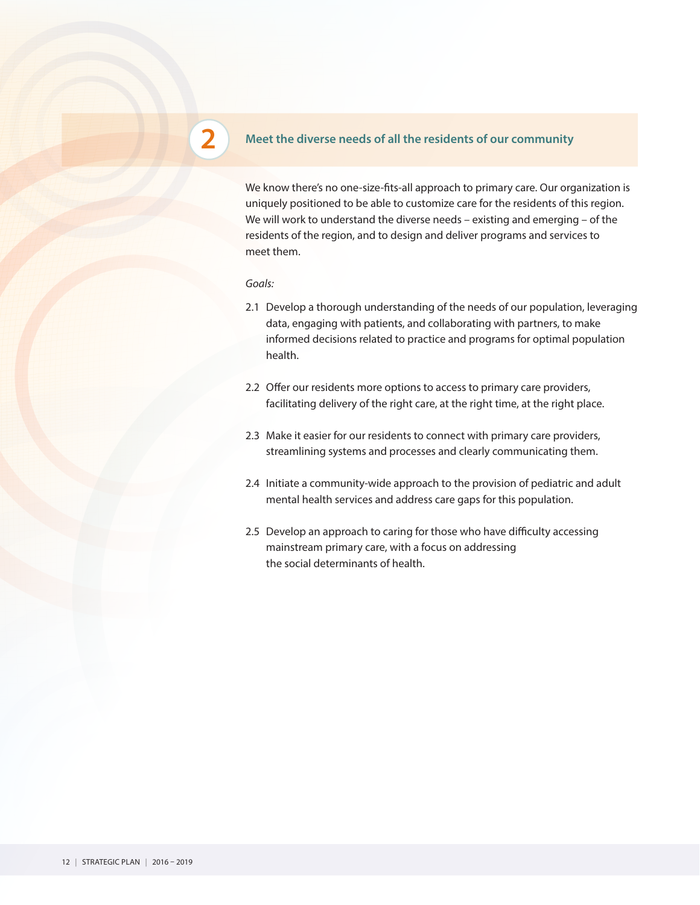## 2 Meet the diverse needs of all the residents of our community

We know there's no one-size-fits-all approach to primary care. Our organization is uniquely positioned to be able to customize care for the residents of this region. We will work to understand the diverse needs – existing and emerging – of the residents of the region, and to design and deliver programs and services to meet them.

*Goals:*

2.1 Develop a thorough understanding of the needs of our population, leveraging data, engaging with patients, and collaborating with partners, to make informed decisions related to practice and programs for optimal population health.

2.2 Offer our residents more options to access to primary care providers, facilitating delivery of the right care, at the right time, at the right place.

2.3 Make it easier for our residents to connect with primary care providers, streamlining systems and processes and clearly communicating them.

2.4 Initiate a community-wide approach to the provision of pediatric and adult mental health services and address care gaps for this population.

2.5 Develop an approach to caring for those who have difficulty accessing mainstream primary care, with a focus on addressing the social determinants of health.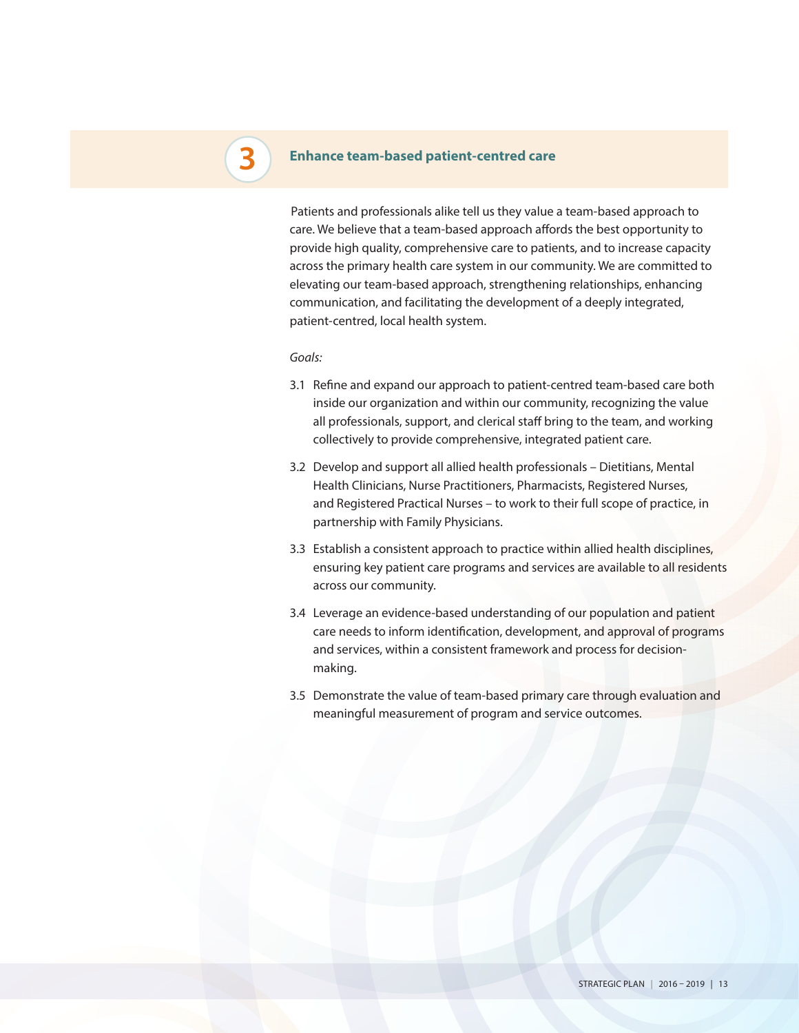## 3 Enhance team-based patient-centred care

Patients and professionals alike tell us they value a team-based approach to care. We believe that a team-based approach affords the best opportunity to provide high quality, comprehensive care to patients, and to increase capacity across the primary health care system in our community. We are committed to elevating our team-based approach, strengthening relationships, enhancing communication, and facilitating the development of a deeply integrated, patient-centred, local health system.

*Goals:*

3.1 Refine and expand our approach to patient-centred team-based care both inside our organization and within our community, recognizing the value all professionals, support, and clerical staff bring to the team, and working collectively to provide comprehensive, integrated patient care.

3.2 Develop and support all allied health professionals – Dietitians, Mental Health Clinicians, Nurse Practitioners, Pharmacists, Registered Nurses, and Registered Practical Nurses – to work to their full scope of practice, in partnership with Family Physicians.

3.3 Establish a consistent approach to practice within allied health disciplines, ensuring key patient care programs and services are available to all residents across our community.

3.4 Leverage an evidence-based understanding of our population and patient care needs to inform identification, development, and approval of programs and services, within a consistent framework and process for decision-making.

3.5 Demonstrate the value of team-based primary care through evaluation and meaningful measurement of program and service outcomes.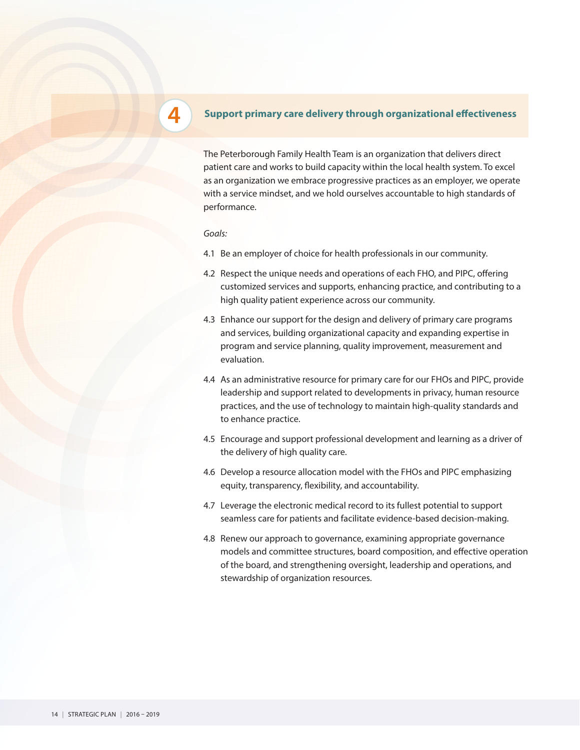## 4 Support primary care delivery through organizational effectiveness

The Peterborough Family Health Team is an organization that delivers direct patient care and works to build capacity within the local health system. To excel as an organization we embrace progressive practices as an employer, we operate with a service mindset, and we hold ourselves accountable to high standards of performance.

*Goals:*

4.1 Be an employer of choice for health professionals in our community.

4.2 Respect the unique needs and operations of each FHO, and PIPC, offering customized services and supports, enhancing practice, and contributing to a high quality patient experience across our community.

4.3 Enhance our support for the design and delivery of primary care programs and services, building organizational capacity and expanding expertise in program and service planning, quality improvement, measurement and evaluation.

4.4 As an administrative resource for primary care for our FHOs and PIPC, provide leadership and support related to developments in privacy, human resource practices, and the use of technology to maintain high-quality standards and to enhance practice.

4.5 Encourage and support professional development and learning as a driver of the delivery of high quality care.

4.6 Develop a resource allocation model with the FHOs and PIPC emphasizing equity, transparency, flexibility, and accountability.

4.7 Leverage the electronic medical record to its fullest potential to support seamless care for patients and facilitate evidence-based decision-making.

4.8 Renew our approach to governance, examining appropriate governance models and committee structures, board composition, and effective operation of the board, and strengthening oversight, leadership and operations, and stewardship of organization resources.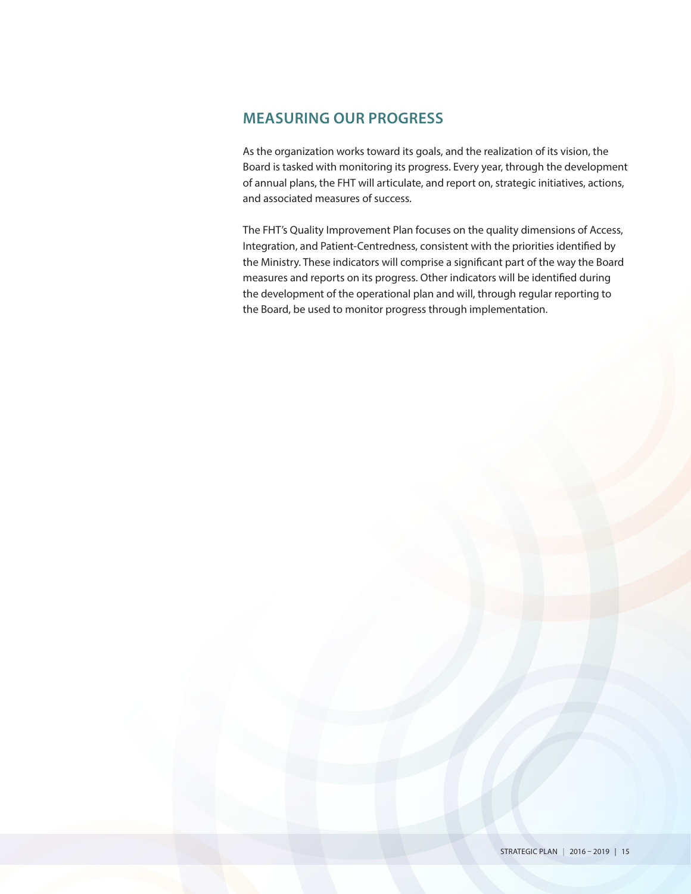## MEASURING OUR PROGRESS

As the organization works toward its goals, and the realization of its vision, the Board is tasked with monitoring its progress. Every year, through the development of annual plans, the FHT will articulate, and report on, strategic initiatives, actions, and associated measures of success.

The FHT's Quality Improvement Plan focuses on the quality dimensions of Access, Integration, and Patient-Centredness, consistent with the priorities identified by the Ministry. These indicators will comprise a significant part of the way the Board measures and reports on its progress. Other indicators will be identified during the development of the operational plan and will, through regular reporting to the Board, be used to monitor progress through implementation.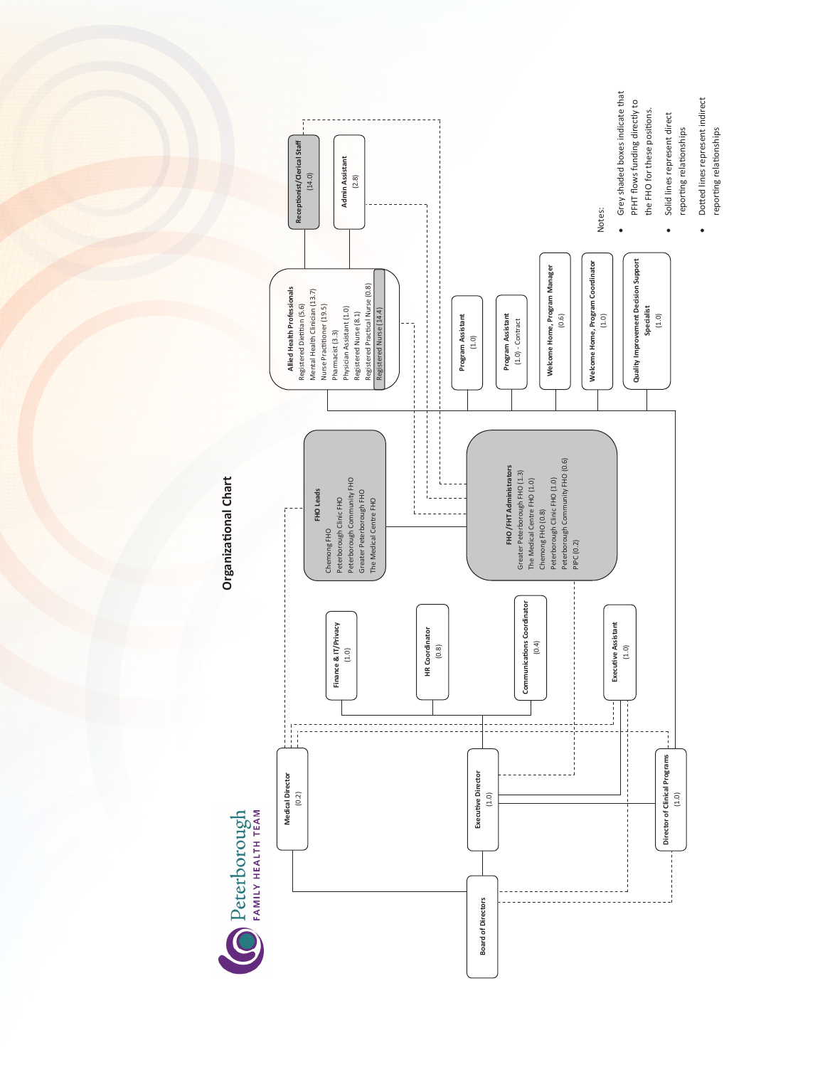Peterborough
FAMILY HEALTH TEAM

# Organizational Chart

Board of Directors

Medical Director
(0.2)

Executive Director
(1.0)

Director of Clinical Programs
(1.0)

Finance & IT/Privacy
(1.0)

HR Coordinator
(0.8)

Communications Coordinator
(0.4)

Executive Assistant
(1.0)

FHO Leads
Chemong FHO
Peterborough Clinic FHO
Peterborough Community FHO
Greater Peterborough FHO
The Medical Centre FHO

FHO /FHT Administrators
Greater Peterborough FHO (1.3)
The Medical Centre FHO (1.0)
Chemong FHO (0.8)
Peterborough Clinic FHO (1.0)
Peterborough Community FHO (0.6)
PIPC (0.2)

Allied Health Professionals
Registered Dietitian (5.6)
Mental Health Clinician (13.7)
Nurse Practitioner (19.5)
Pharmacist (3.3)
Physician Assistant (1.0)
Registered Nurse (8.1)
Registered Practical Nurse (0.8)
Registered Nurse (14.4)

Receptionist/Clerical Staff
(14.0)

Admin Assistant
(2.8)

Program Assistant
(1.0)

Program Assistant
(1.0) - Contract

Welcome Home, Program Manager
(0.6)

Welcome Home, Program Coordinator
(1.0)

Quality Improvement Decision Support Specialist
(1.0)

Notes:

- Grey shaded boxes indicate that PFHT flows funding directly to the FHO for these positions.
- Solid lines represent direct reporting relationships
- Dotted lines represent indirect reporting relationships